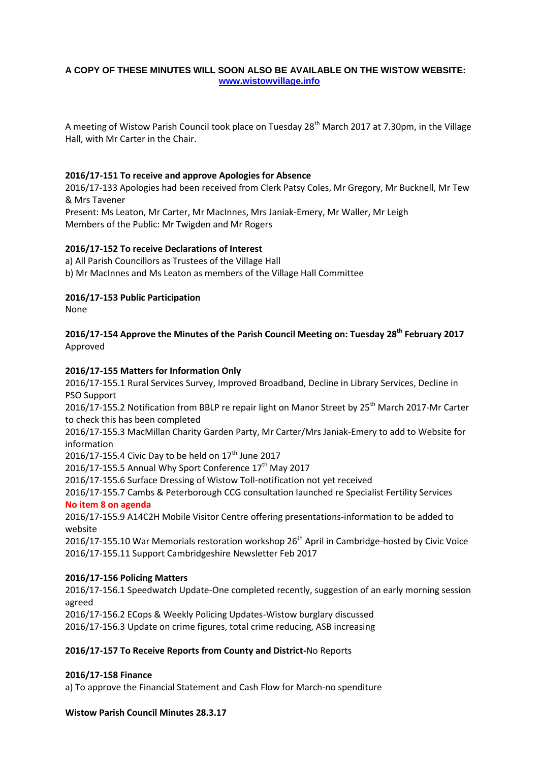**A COPY OF THESE MINUTES WILL SOON ALSO BE AVAILABLE ON THE WISTOW WEBSITE:**
**www.wistowvillage.info**

A meeting of Wistow Parish Council took place on Tuesday 28th March 2017 at 7.30pm, in the Village Hall, with Mr Carter in the Chair.

**2016/17-151 To receive and approve Apologies for Absence**
2016/17-133 Apologies had been received from Clerk Patsy Coles, Mr Gregory, Mr Bucknell, Mr Tew & Mrs Tavener
Present: Ms Leaton, Mr Carter, Mr MacInnes, Mrs Janiak-Emery, Mr Waller, Mr Leigh
Members of the Public: Mr Twigden and Mr Rogers

**2016/17-152 To receive Declarations of Interest**
a) All Parish Councillors as Trustees of the Village Hall
b) Mr MacInnes and Ms Leaton as members of the Village Hall Committee

**2016/17-153 Public Participation**
None

**2016/17-154 Approve the Minutes of the Parish Council Meeting on: Tuesday 28th February 2017**
Approved

**2016/17-155 Matters for Information Only**
2016/17-155.1 Rural Services Survey, Improved Broadband, Decline in Library Services, Decline in PSO Support
2016/17-155.2 Notification from BBLP re repair light on Manor Street by 25th March 2017-Mr Carter to check this has been completed
2016/17-155.3 MacMillan Charity Garden Party, Mr Carter/Mrs Janiak-Emery to add to Website for information
2016/17-155.4 Civic Day to be held on 17th June 2017
2016/17-155.5 Annual Why Sport Conference 17th May 2017
2016/17-155.6 Surface Dressing of Wistow Toll-notification not yet received
2016/17-155.7 Cambs & Peterborough CCG consultation launched re Specialist Fertility Services
**No item 8 on agenda**
2016/17-155.9 A14C2H Mobile Visitor Centre offering presentations-information to be added to website
2016/17-155.10 War Memorials restoration workshop 26th April in Cambridge-hosted by Civic Voice
2016/17-155.11 Support Cambridgeshire Newsletter Feb 2017

**2016/17-156 Policing Matters**
2016/17-156.1 Speedwatch Update-One completed recently, suggestion of an early morning session agreed
2016/17-156.2 ECops & Weekly Policing Updates-Wistow burglary discussed
2016/17-156.3 Update on crime figures, total crime reducing, ASB increasing

**2016/17-157 To Receive Reports from County and District-**No Reports

**2016/17-158 Finance**
a) To approve the Financial Statement and Cash Flow for March-no spenditure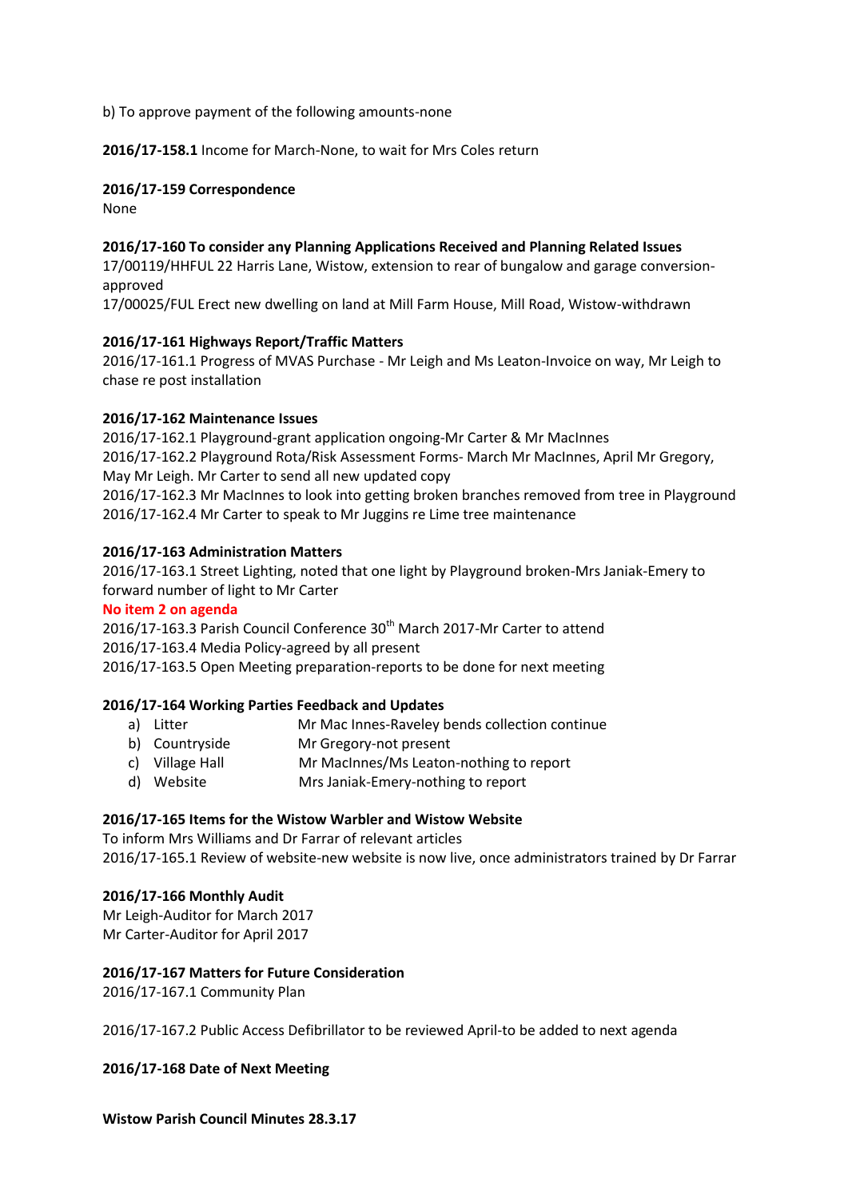b) To approve payment of the following amounts-none

**2016/17-158.1** Income for March-None, to wait for Mrs Coles return

**2016/17-159 Correspondence**

None

**2016/17-160 To consider any Planning Applications Received and Planning Related Issues**

17/00119/HHFUL 22 Harris Lane, Wistow, extension to rear of bungalow and garage conversion-approved

17/00025/FUL Erect new dwelling on land at Mill Farm House, Mill Road, Wistow-withdrawn

**2016/17-161 Highways Report/Traffic Matters**

2016/17-161.1 Progress of MVAS Purchase - Mr Leigh and Ms Leaton-Invoice on way, Mr Leigh to chase re post installation

**2016/17-162 Maintenance Issues**

2016/17-162.1 Playground-grant application ongoing-Mr Carter & Mr MacInnes

2016/17-162.2 Playground Rota/Risk Assessment Forms- March Mr MacInnes, April Mr Gregory, May Mr Leigh. Mr Carter to send all new updated copy

2016/17-162.3 Mr MacInnes to look into getting broken branches removed from tree in Playground

2016/17-162.4 Mr Carter to speak to Mr Juggins re Lime tree maintenance

**2016/17-163 Administration Matters**

2016/17-163.1 Street Lighting, noted that one light by Playground broken-Mrs Janiak-Emery to forward number of light to Mr Carter

**No item 2 on agenda**

2016/17-163.3 Parish Council Conference 30th March 2017-Mr Carter to attend

2016/17-163.4 Media Policy-agreed by all present

2016/17-163.5 Open Meeting preparation-reports to be done for next meeting

**2016/17-164 Working Parties Feedback and Updates**

a) Litter — Mr Mac Innes-Raveley bends collection continue
b) Countryside — Mr Gregory-not present
c) Village Hall — Mr MacInnes/Ms Leaton-nothing to report
d) Website — Mrs Janiak-Emery-nothing to report

**2016/17-165 Items for the Wistow Warbler and Wistow Website**

To inform Mrs Williams and Dr Farrar of relevant articles

2016/17-165.1 Review of website-new website is now live, once administrators trained by Dr Farrar

**2016/17-166 Monthly Audit**

Mr Leigh-Auditor for March 2017

Mr Carter-Auditor for April 2017

**2016/17-167 Matters for Future Consideration**

2016/17-167.1 Community Plan

2016/17-167.2 Public Access Defibrillator to be reviewed April-to be added to next agenda

**2016/17-168 Date of Next Meeting**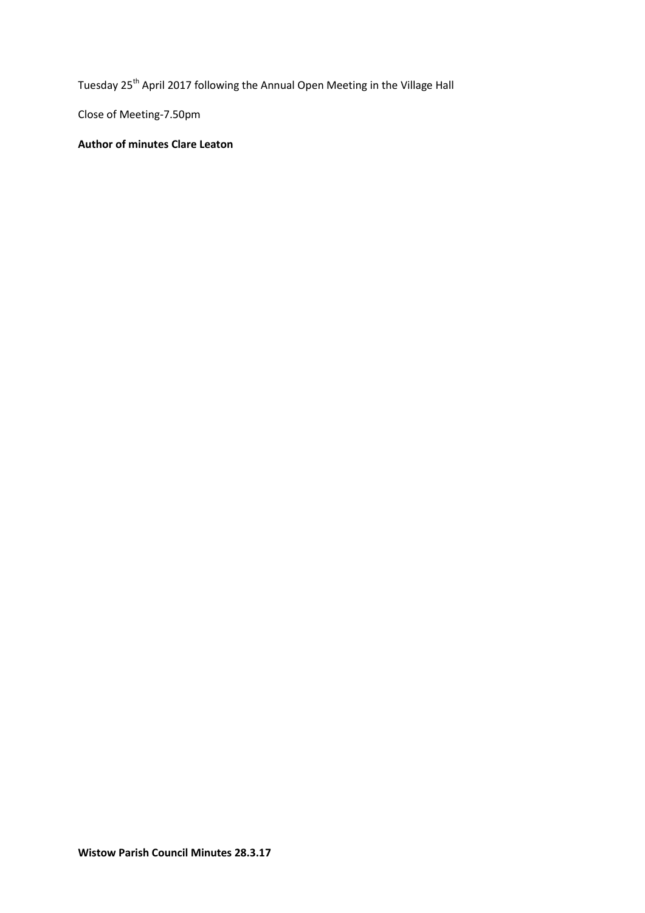Tuesday 25th April 2017 following the Annual Open Meeting in the Village Hall

Close of Meeting-7.50pm

**Author of minutes Clare Leaton**